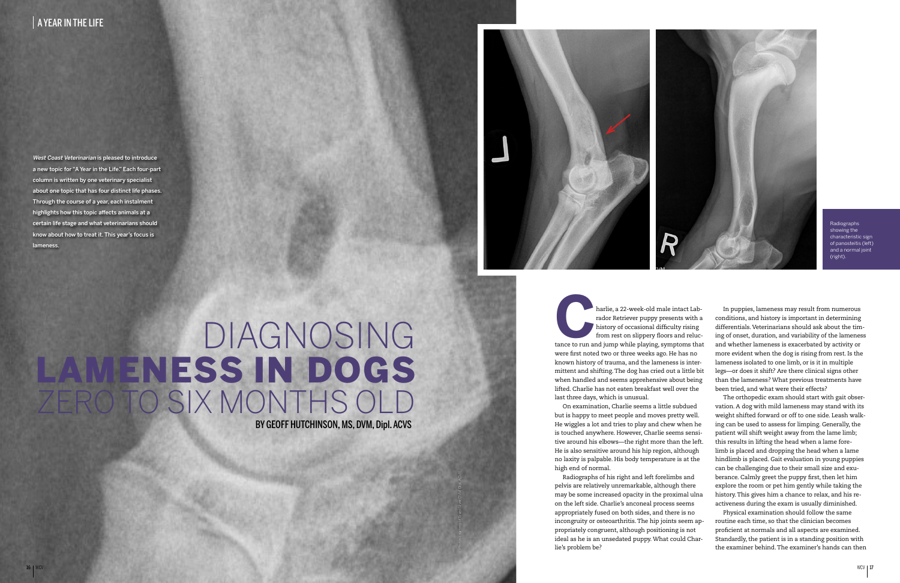A YEAR IN THE LIFE

*West Coast Veterinarian* is pleased to introduce a new topic for "A Year in the Life." Each four-part column is written by one veterinary specialist about one topic that has four distinct life phases. Through the course of a year, each instalment highlights how this topic affects animals at a certain life stage and what veterinarians should know about how to treat it. This year's focus is lameness.

# DIAGNOSING LAMENESS IN DOGS ZERO TO SIX MONTHS OLD

**BY GEOFF HUTCHINSON, MS, DVM, Dipl. ACVS**

Radiographs showing the characteristic sign of panosteitis (left) and a normal joint (right).

Charlie, a 22-week-old male intact Labrador Retriever puppy presents with a history of occasional difficulty rising from rest on slippery floors and reluctance to run and jump while playing, symptoms that were first noted two or three weeks ago. He has no known history of trauma, and the lameness is intermittent and shifting. The dog has cried out a little bit when handled and seems apprehensive about being lifted. Charlie has not eaten breakfast well over the last three days, which is unusual.

On examination, Charlie seems a little subdued but is happy to meet people and moves pretty well. He wiggles a lot and tries to play and chew when he is touched anywhere. However, Charlie seems sensitive around his elbows—the right more than the left. He is also sensitive around his hip region, although no laxity is palpable. His body temperature is at the high end of normal.

Radiographs of his right and left forelimbs and pelvis are relatively unremarkable, although there may be some increased opacity in the proximal ulna on the left side. Charlie's anconeal process seems appropriately fused on both sides, and there is no incongruity or osteoarthritis. The hip joints seem appropriately congruent, although positioning is not ideal as he is an unsedated puppy. What could Charlie's problem be?

In puppies, lameness may result from numerous conditions, and history is important in determining differentials. Veterinarians should ask about the timing of onset, duration, and variability of the lameness and whether lameness is exacerbated by activity or more evident when the dog is rising from rest. Is the lameness isolated to one limb, or is it in multiple legs—or does it shift? Are there clinical signs other than the lameness? What previous treatments have been tried, and what were their effects?

The orthopedic exam should start with gait observation. A dog with mild lameness may stand with its weight shifted forward or off to one side. Leash walking can be used to assess for limping. Generally, the patient will shift weight away from the lame limb; this results in lifting the head when a lame forelimb is placed and dropping the head when a lame hindlimb is placed. Gait evaluation in young puppies can be challenging due to their small size and exuberance. Calmly greet the puppy first, then let him explore the room or pet him gently while taking the history. This gives him a chance to relax, and his reactiveness during the exam is usually diminished.

Physical examination should follow the same routine each time, so that the clinician becomes proficient at normals and all aspects are examined. Standardly, the patient is in a standing position with the examiner behind. The examiner's hands can then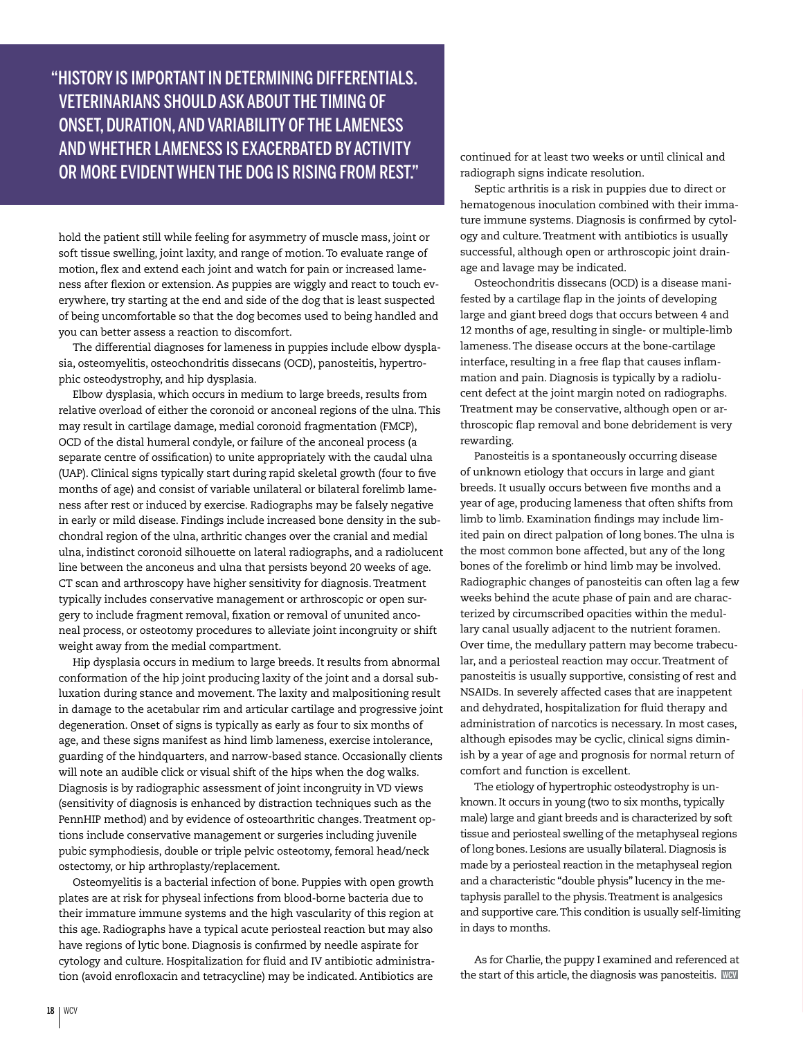> "HISTORY IS IMPORTANT IN DETERMINING DIFFERENTIALS. VETERINARIANS SHOULD ASK ABOUT THE TIMING OF ONSET, DURATION, AND VARIABILITY OF THE LAMENESS AND WHETHER LAMENESS IS EXACERBATED BY ACTIVITY OR MORE EVIDENT WHEN THE DOG IS RISING FROM REST."

hold the patient still while feeling for asymmetry of muscle mass, joint or soft tissue swelling, joint laxity, and range of motion. To evaluate range of motion, flex and extend each joint and watch for pain or increased lameness after flexion or extension. As puppies are wiggly and react to touch everywhere, try starting at the end and side of the dog that is least suspected of being uncomfortable so that the dog becomes used to being handled and you can better assess a reaction to discomfort.

The differential diagnoses for lameness in puppies include elbow dysplasia, osteomyelitis, osteochondritis dissecans (OCD), panosteitis, hypertrophic osteodystrophy, and hip dysplasia.

Elbow dysplasia, which occurs in medium to large breeds, results from relative overload of either the coronoid or anconeal regions of the ulna. This may result in cartilage damage, medial coronoid fragmentation (FMCP), OCD of the distal humeral condyle, or failure of the anconeal process (a separate centre of ossification) to unite appropriately with the caudal ulna (UAP). Clinical signs typically start during rapid skeletal growth (four to five months of age) and consist of variable unilateral or bilateral forelimb lameness after rest or induced by exercise. Radiographs may be falsely negative in early or mild disease. Findings include increased bone density in the subchondral region of the ulna, arthritic changes over the cranial and medial ulna, indistinct coronoid silhouette on lateral radiographs, and a radiolucent line between the anconeus and ulna that persists beyond 20 weeks of age. CT scan and arthroscopy have higher sensitivity for diagnosis. Treatment typically includes conservative management or arthroscopic or open surgery to include fragment removal, fixation or removal of ununited anconeal process, or osteotomy procedures to alleviate joint incongruity or shift weight away from the medial compartment.

Hip dysplasia occurs in medium to large breeds. It results from abnormal conformation of the hip joint producing laxity of the joint and a dorsal subluxation during stance and movement. The laxity and malpositioning result in damage to the acetabular rim and articular cartilage and progressive joint degeneration. Onset of signs is typically as early as four to six months of age, and these signs manifest as hind limb lameness, exercise intolerance, guarding of the hindquarters, and narrow-based stance. Occasionally clients will note an audible click or visual shift of the hips when the dog walks. Diagnosis is by radiographic assessment of joint incongruity in VD views (sensitivity of diagnosis is enhanced by distraction techniques such as the PennHIP method) and by evidence of osteoarthritic changes. Treatment options include conservative management or surgeries including juvenile pubic symphodiesis, double or triple pelvic osteotomy, femoral head/neck ostectomy, or hip arthroplasty/replacement.

Osteomyelitis is a bacterial infection of bone. Puppies with open growth plates are at risk for physeal infections from blood-borne bacteria due to their immature immune systems and the high vascularity of this region at this age. Radiographs have a typical acute periosteal reaction but may also have regions of lytic bone. Diagnosis is confirmed by needle aspirate for cytology and culture. Hospitalization for fluid and IV antibiotic administration (avoid enrofloxacin and tetracycline) may be indicated. Antibiotics are continued for at least two weeks or until clinical and radiograph signs indicate resolution.

Septic arthritis is a risk in puppies due to direct or hematogenous inoculation combined with their immature immune systems. Diagnosis is confirmed by cytology and culture. Treatment with antibiotics is usually successful, although open or arthroscopic joint drainage and lavage may be indicated.

Osteochondritis dissecans (OCD) is a disease manifested by a cartilage flap in the joints of developing large and giant breed dogs that occurs between 4 and 12 months of age, resulting in single- or multiple-limb lameness. The disease occurs at the bone-cartilage interface, resulting in a free flap that causes inflammation and pain. Diagnosis is typically by a radiolucent defect at the joint margin noted on radiographs. Treatment may be conservative, although open or arthroscopic flap removal and bone debridement is very rewarding.

Panosteitis is a spontaneously occurring disease of unknown etiology that occurs in large and giant breeds. It usually occurs between five months and a year of age, producing lameness that often shifts from limb to limb. Examination findings may include limited pain on direct palpation of long bones. The ulna is the most common bone affected, but any of the long bones of the forelimb or hind limb may be involved. Radiographic changes of panosteitis can often lag a few weeks behind the acute phase of pain and are characterized by circumscribed opacities within the medullary canal usually adjacent to the nutrient foramen. Over time, the medullary pattern may become trabecular, and a periosteal reaction may occur. Treatment of panosteitis is usually supportive, consisting of rest and NSAIDs. In severely affected cases that are inappetent and dehydrated, hospitalization for fluid therapy and administration of narcotics is necessary. In most cases, although episodes may be cyclic, clinical signs diminish by a year of age and prognosis for normal return of comfort and function is excellent.

The etiology of hypertrophic osteodystrophy is unknown. It occurs in young (two to six months, typically male) large and giant breeds and is characterized by soft tissue and periosteal swelling of the metaphyseal regions of long bones. Lesions are usually bilateral. Diagnosis is made by a periosteal reaction in the metaphyseal region and a characteristic "double physis" lucency in the metaphysis parallel to the physis. Treatment is analgesics and supportive care. This condition is usually self-limiting in days to months.

As for Charlie, the puppy I examined and referenced at the start of this article, the diagnosis was panosteitis. WCV